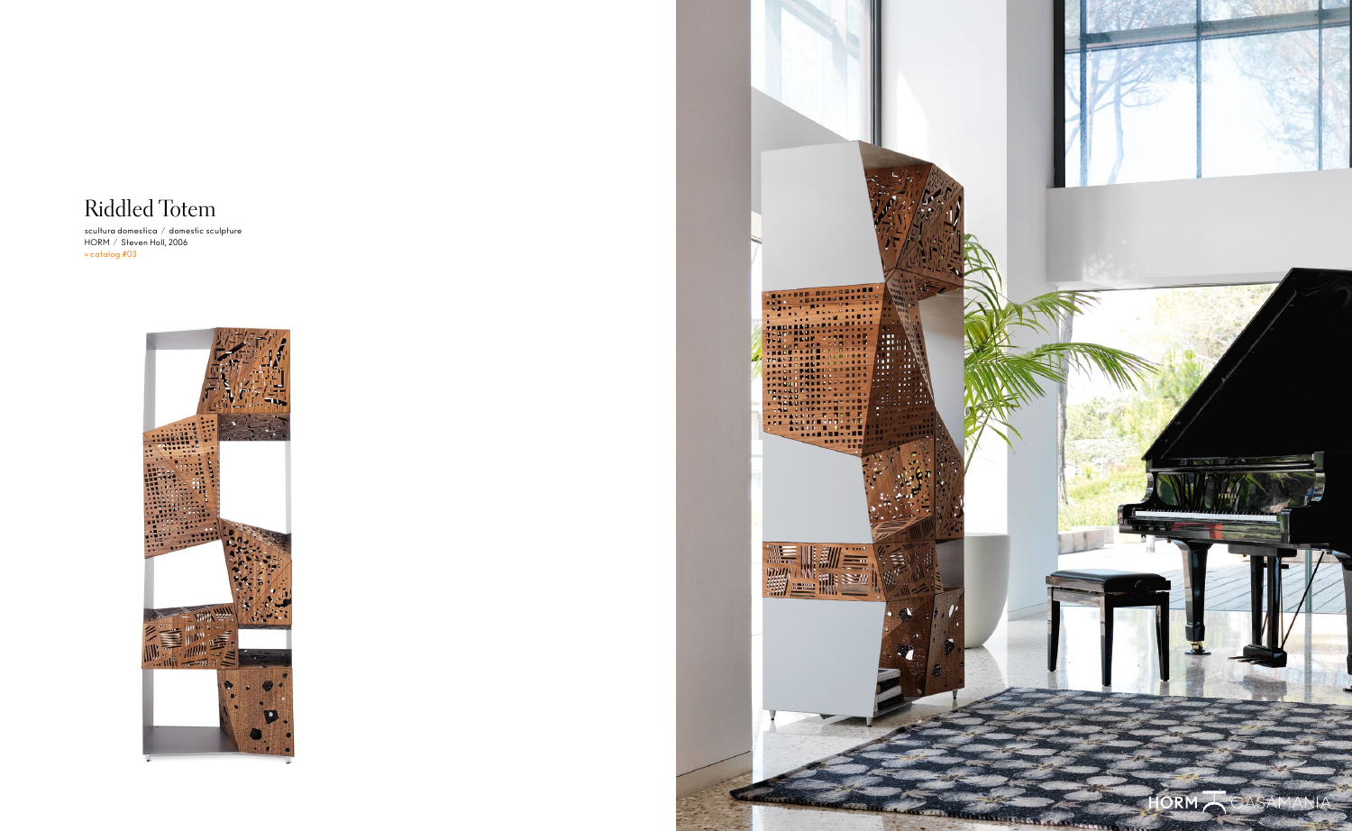# Riddled Totem

scultura domestica / domestic sculpture
HORM / Steven Holl, 2006
» catalog #03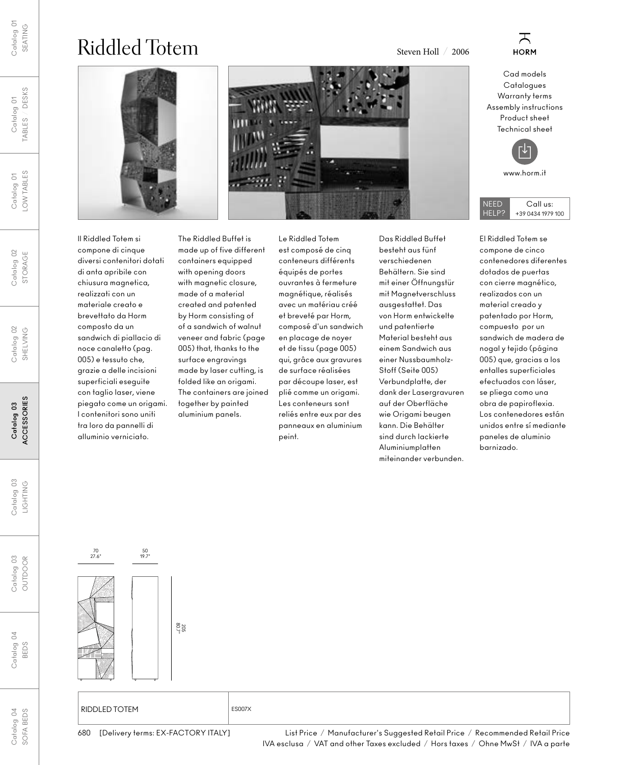# Riddled Totem

Steven Holl / 2006

HORM

Cad models
Catalogues
Warranty terms
Assembly instructions
Product sheet
Technical sheet

www.horm.it

NEED HELP? Call us: +39 0434 1979 100

Il Riddled Totem si compone di cinque diversi contenitori dotati di anta apribile con chiusura magnetica, realizzati con un materiale creato e brevettato da Horm composto da un sandwich di piallacio di noce canaletto (pag. 005) e tessuto che, grazie a delle incisioni superficiali eseguite con taglio laser, viene piegato come un origami. I contenitori sono uniti tra loro da pannelli di alluminio verniciato.

The Riddled Buffet is made up of five different containers equipped with opening doors with magnetic closure, made of a material created and patented by Horm consisting of of a sandwich of walnut veneer and fabric (page 005) that, thanks to the surface engravings made by laser cutting, is folded like an origami. The containers are joined together by painted aluminium panels.

Le Riddled Totem est composé de cinq conteneurs différents équipés de portes ouvrantes à fermeture magnétique, réalisés avec un matériau créé et breveté par Horm, composé d'un sandwich en placage de noyer et de tissu (page 005) qui, grâce aux gravures de surface réalisées par découpe laser, est plié comme un origami. Les conteneurs sont reliés entre eux par des panneaux en aluminium peint.

Das Riddled Buffet besteht aus fünf verschiedenen Behältern. Sie sind mit einer Öffnungstür mit Magnetverschluss ausgestattet. Das von Horm entwickelte und patentierte Material besteht aus einem Sandwich aus einer Nussbaumholz-Stoff (Seite 005) Verbundplatte, der dank der Lasergravuren auf der Oberfläche wie Origami beugen kann. Die Behälter sind durch lackierte Aluminiumplatten miteinander verbunden.

El Riddled Totem se compone de cinco contenedores diferentes dotados de puertas con cierre magnético, realizados con un material creado y patentado por Horm, compuesto por un sandwich de madera de nogal y tejido (página 005) que, gracias a los entalles superficiales efectuados con láser, se pliega como una obra de papiroflexia. Los contenedores están unidos entre sí mediante paneles de aluminio barnizado.

70
27.6"

50
19.7"

205
80.7"

| | |
|---|---|
| RIDDLED TOTEM | ES007X |

[Delivery terms: EX-FACTORY ITALY]

List Price / Manufacturer's Suggested Retail Price / Recommended Retail Price
IVA esclusa / VAT and other Taxes excluded / Hors taxes / Ohne MwSt / IVA a parte